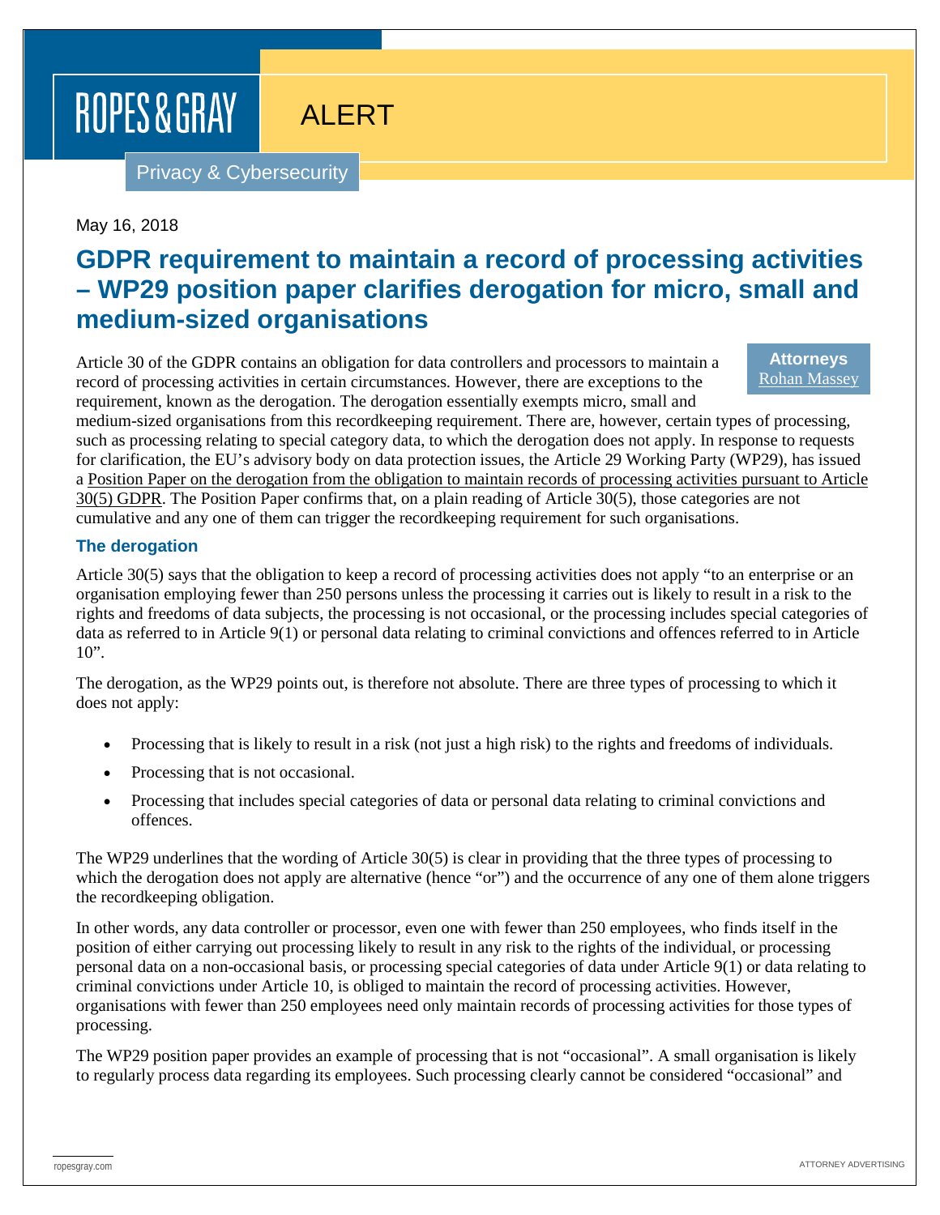ROPES & GRAY

ALERT

Privacy & Cybersecurity

May 16, 2018

# GDPR requirement to maintain a record of processing activities – WP29 position paper clarifies derogation for micro, small and medium-sized organisations

**Attorneys**
Rohan Massey

Article 30 of the GDPR contains an obligation for data controllers and processors to maintain a record of processing activities in certain circumstances. However, there are exceptions to the requirement, known as the derogation. The derogation essentially exempts micro, small and medium-sized organisations from this recordkeeping requirement. There are, however, certain types of processing, such as processing relating to special category data, to which the derogation does not apply. In response to requests for clarification, the EU's advisory body on data protection issues, the Article 29 Working Party (WP29), has issued a Position Paper on the derogation from the obligation to maintain records of processing activities pursuant to Article 30(5) GDPR. The Position Paper confirms that, on a plain reading of Article 30(5), those categories are not cumulative and any one of them can trigger the recordkeeping requirement for such organisations.

## The derogation

Article 30(5) says that the obligation to keep a record of processing activities does not apply "to an enterprise or an organisation employing fewer than 250 persons unless the processing it carries out is likely to result in a risk to the rights and freedoms of data subjects, the processing is not occasional, or the processing includes special categories of data as referred to in Article 9(1) or personal data relating to criminal convictions and offences referred to in Article 10".

The derogation, as the WP29 points out, is therefore not absolute. There are three types of processing to which it does not apply:

- Processing that is likely to result in a risk (not just a high risk) to the rights and freedoms of individuals.
- Processing that is not occasional.
- Processing that includes special categories of data or personal data relating to criminal convictions and offences.

The WP29 underlines that the wording of Article 30(5) is clear in providing that the three types of processing to which the derogation does not apply are alternative (hence "or") and the occurrence of any one of them alone triggers the recordkeeping obligation.

In other words, any data controller or processor, even one with fewer than 250 employees, who finds itself in the position of either carrying out processing likely to result in any risk to the rights of the individual, or processing personal data on a non-occasional basis, or processing special categories of data under Article 9(1) or data relating to criminal convictions under Article 10, is obliged to maintain the record of processing activities. However, organisations with fewer than 250 employees need only maintain records of processing activities for those types of processing.

The WP29 position paper provides an example of processing that is not "occasional". A small organisation is likely to regularly process data regarding its employees. Such processing clearly cannot be considered "occasional" and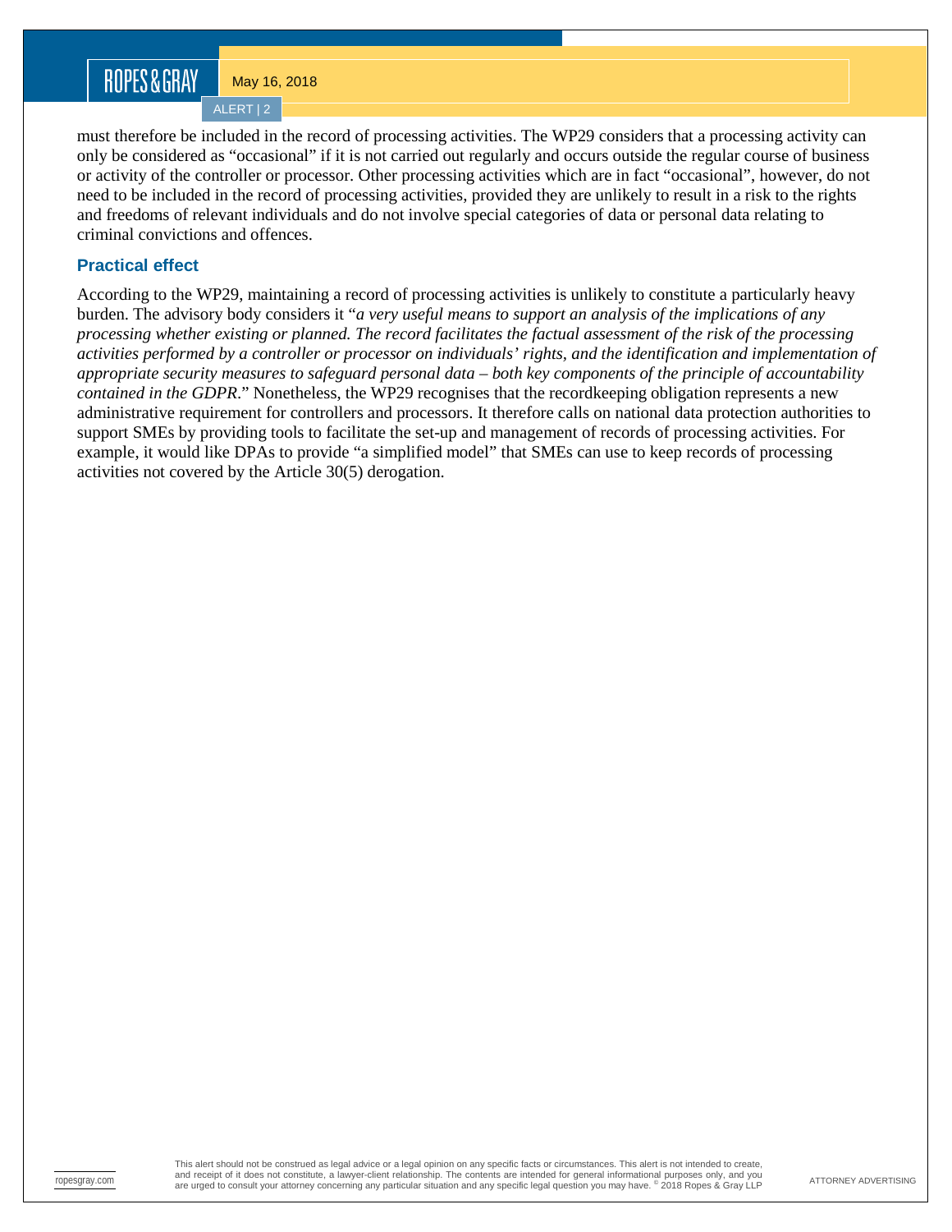must therefore be included in the record of processing activities. The WP29 considers that a processing activity can only be considered as "occasional" if it is not carried out regularly and occurs outside the regular course of business or activity of the controller or processor. Other processing activities which are in fact "occasional", however, do not need to be included in the record of processing activities, provided they are unlikely to result in a risk to the rights and freedoms of relevant individuals and do not involve special categories of data or personal data relating to criminal convictions and offences.

## Practical effect

According to the WP29, maintaining a record of processing activities is unlikely to constitute a particularly heavy burden. The advisory body considers it "*a very useful means to support an analysis of the implications of any processing whether existing or planned. The record facilitates the factual assessment of the risk of the processing activities performed by a controller or processor on individuals' rights, and the identification and implementation of appropriate security measures to safeguard personal data – both key components of the principle of accountability contained in the GDPR*." Nonetheless, the WP29 recognises that the recordkeeping obligation represents a new administrative requirement for controllers and processors. It therefore calls on national data protection authorities to support SMEs by providing tools to facilitate the set-up and management of records of processing activities. For example, it would like DPAs to provide "a simplified model" that SMEs can use to keep records of processing activities not covered by the Article 30(5) derogation.

This alert should not be construed as legal advice or a legal opinion on any specific facts or circumstances. This alert is not intended to create, and receipt of it does not constitute, a lawyer-client relationship. The contents are intended for general informational purposes only, and you are urged to consult your attorney concerning any particular situation and any specific legal question you may have. © 2018 Ropes & Gray LLP

ATTORNEY ADVERTISING